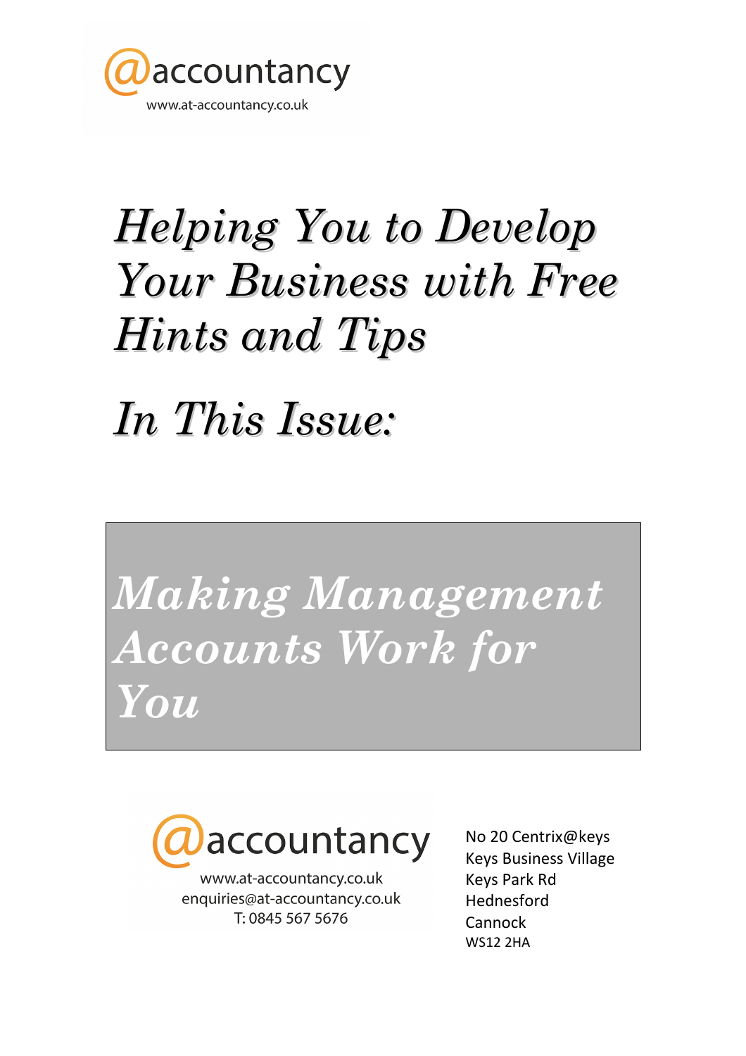@accountancy
www.at-accountancy.co.uk

# *Helping You to Develop Your Business with Free Hints and Tips*

# *In This Issue:*

## *Making Management Accounts Work for You*

@accountancy
www.at-accountancy.co.uk
enquiries@at-accountancy.co.uk
T: 0845 567 5676

No 20 Centrix@keys
Keys Business Village
Keys Park Rd
Hednesford
Cannock
WS12 2HA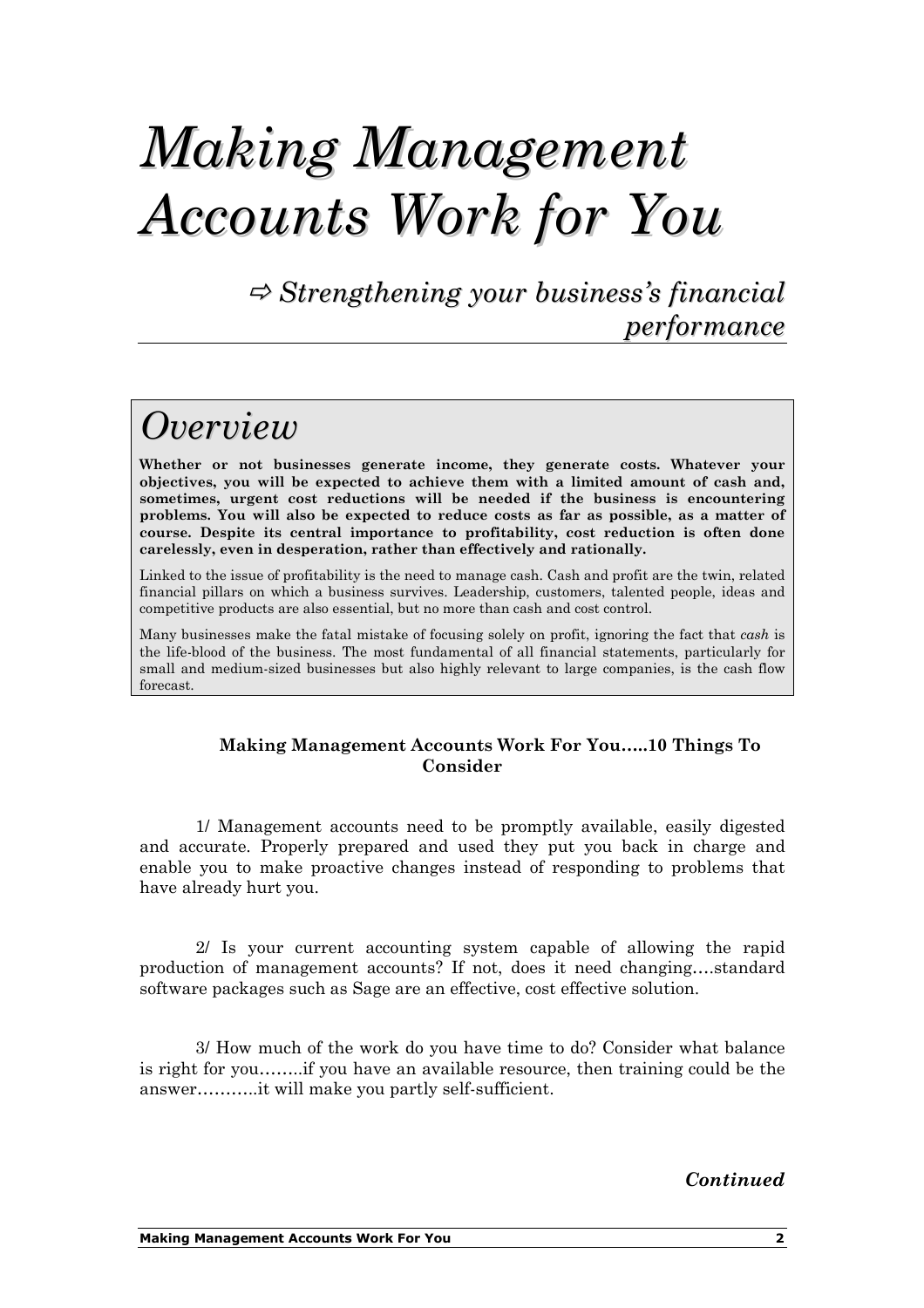# *Making Management Accounts Work for You*

## ⇨ *Strengthening your business's financial performance*

## *Overview*

**Whether or not businesses generate income, they generate costs. Whatever your objectives, you will be expected to achieve them with a limited amount of cash and, sometimes, urgent cost reductions will be needed if the business is encountering problems. You will also be expected to reduce costs as far as possible, as a matter of course. Despite its central importance to profitability, cost reduction is often done carelessly, even in desperation, rather than effectively and rationally.**

Linked to the issue of profitability is the need to manage cash. Cash and profit are the twin, related financial pillars on which a business survives. Leadership, customers, talented people, ideas and competitive products are also essential, but no more than cash and cost control.

Many businesses make the fatal mistake of focusing solely on profit, ignoring the fact that *cash* is the life-blood of the business. The most fundamental of all financial statements, particularly for small and medium-sized businesses but also highly relevant to large companies, is the cash flow forecast.

**Making Management Accounts Work For You…..10 Things To Consider**

1/ Management accounts need to be promptly available, easily digested and accurate. Properly prepared and used they put you back in charge and enable you to make proactive changes instead of responding to problems that have already hurt you.

2/ Is your current accounting system capable of allowing the rapid production of management accounts? If not, does it need changing….standard software packages such as Sage are an effective, cost effective solution.

3/ How much of the work do you have time to do? Consider what balance is right for you……..if you have an available resource, then training could be the answer………..it will make you partly self-sufficient.

***Continued***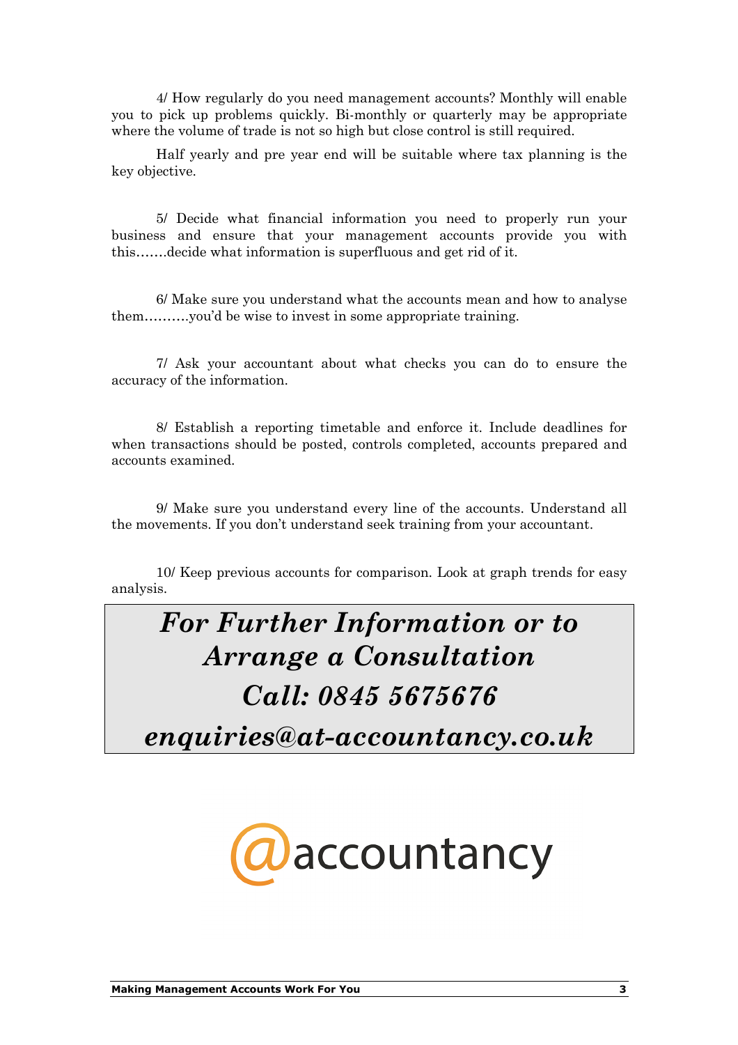4/ How regularly do you need management accounts? Monthly will enable you to pick up problems quickly. Bi-monthly or quarterly may be appropriate where the volume of trade is not so high but close control is still required.

Half yearly and pre year end will be suitable where tax planning is the key objective.

5/ Decide what financial information you need to properly run your business and ensure that your management accounts provide you with this…….decide what information is superfluous and get rid of it.

6/ Make sure you understand what the accounts mean and how to analyse them……….you'd be wise to invest in some appropriate training.

7/ Ask your accountant about what checks you can do to ensure the accuracy of the information.

8/ Establish a reporting timetable and enforce it. Include deadlines for when transactions should be posted, controls completed, accounts prepared and accounts examined.

9/ Make sure you understand every line of the accounts. Understand all the movements. If you don't understand seek training from your accountant.

10/ Keep previous accounts for comparison. Look at graph trends for easy analysis.

***For Further Information or to Arrange a Consultation***

***Call: 0845 5675676***

***enquiries@at-accountancy.co.uk***

@accountancy